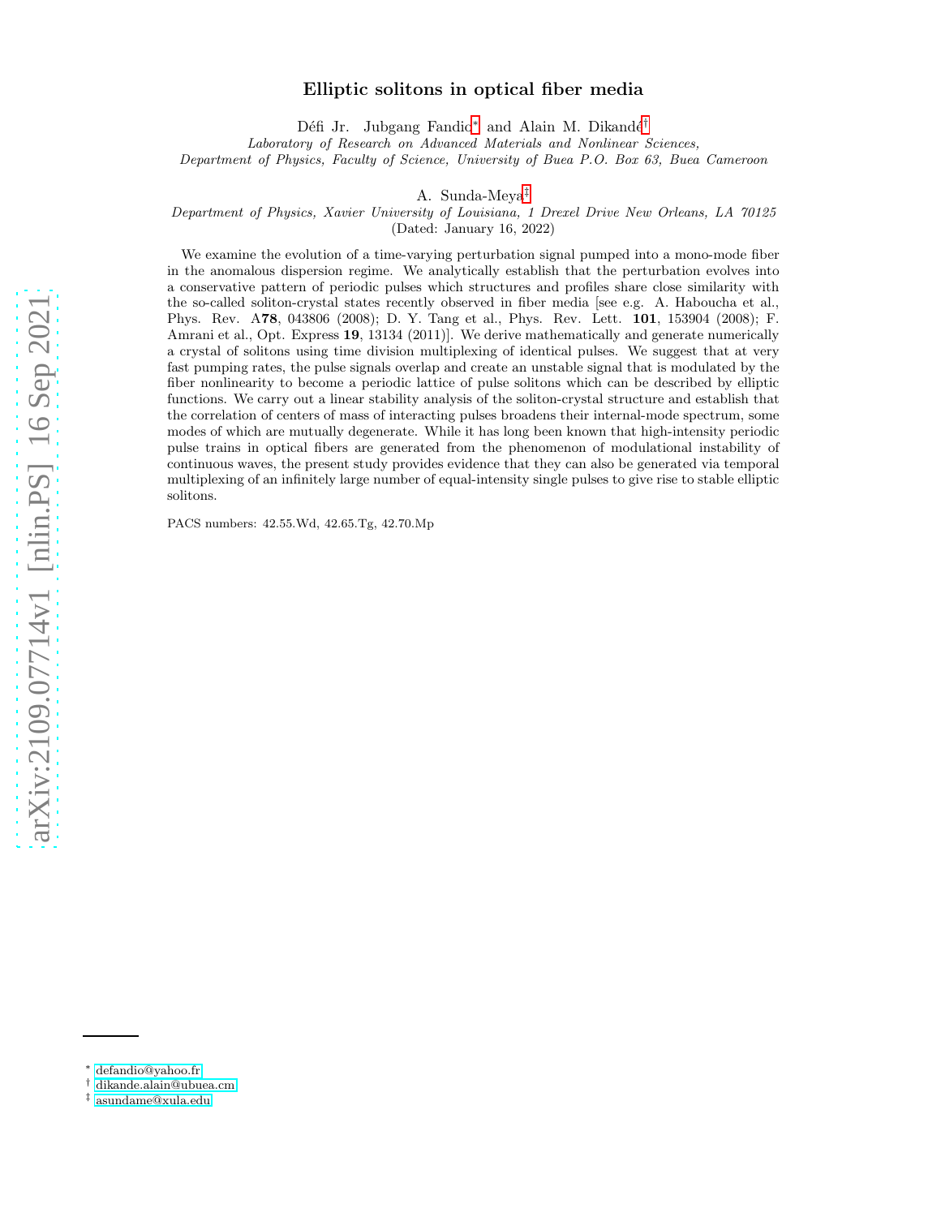# Elliptic solitons in optical fiber media

Défi Jr. Jubgang Fandio[*] and Alain M. Dikandé[†]

*Laboratory of Research on Advanced Materials and Nonlinear Sciences, Department of Physics, Faculty of Science, University of Buea P.O. Box 63, Buea Cameroon*

A. Sunda-Meya[‡]

*Department of Physics, Xavier University of Louisiana, 1 Drexel Drive New Orleans, LA 70125*

(Dated: January 16, 2022)

We examine the evolution of a time-varying perturbation signal pumped into a mono-mode fiber in the anomalous dispersion regime. We analytically establish that the perturbation evolves into a conservative pattern of periodic pulses which structures and profiles share close similarity with the so-called soliton-crystal states recently observed in fiber media [see e.g. A. Haboucha et al., Phys. Rev. A**78**, 043806 (2008); D. Y. Tang et al., Phys. Rev. Lett. **101**, 153904 (2008); F. Amrani et al., Opt. Express **19**, 13134 (2011)]. We derive mathematically and generate numerically a crystal of solitons using time division multiplexing of identical pulses. We suggest that at very fast pumping rates, the pulse signals overlap and create an unstable signal that is modulated by the fiber nonlinearity to become a periodic lattice of pulse solitons which can be described by elliptic functions. We carry out a linear stability analysis of the soliton-crystal structure and establish that the correlation of centers of mass of interacting pulses broadens their internal-mode spectrum, some modes of which are mutually degenerate. While it has long been known that high-intensity periodic pulse trains in optical fibers are generated from the phenomenon of modulational instability of continuous waves, the present study provides evidence that they can also be generated via temporal multiplexing of an infinitely large number of equal-intensity single pulses to give rise to stable elliptic solitons.

PACS numbers: 42.55.Wd, 42.65.Tg, 42.70.Mp

[*] defandio@yahoo.fr
[†] dikande.alain@ubuea.cm
[‡] asundame@xula.edu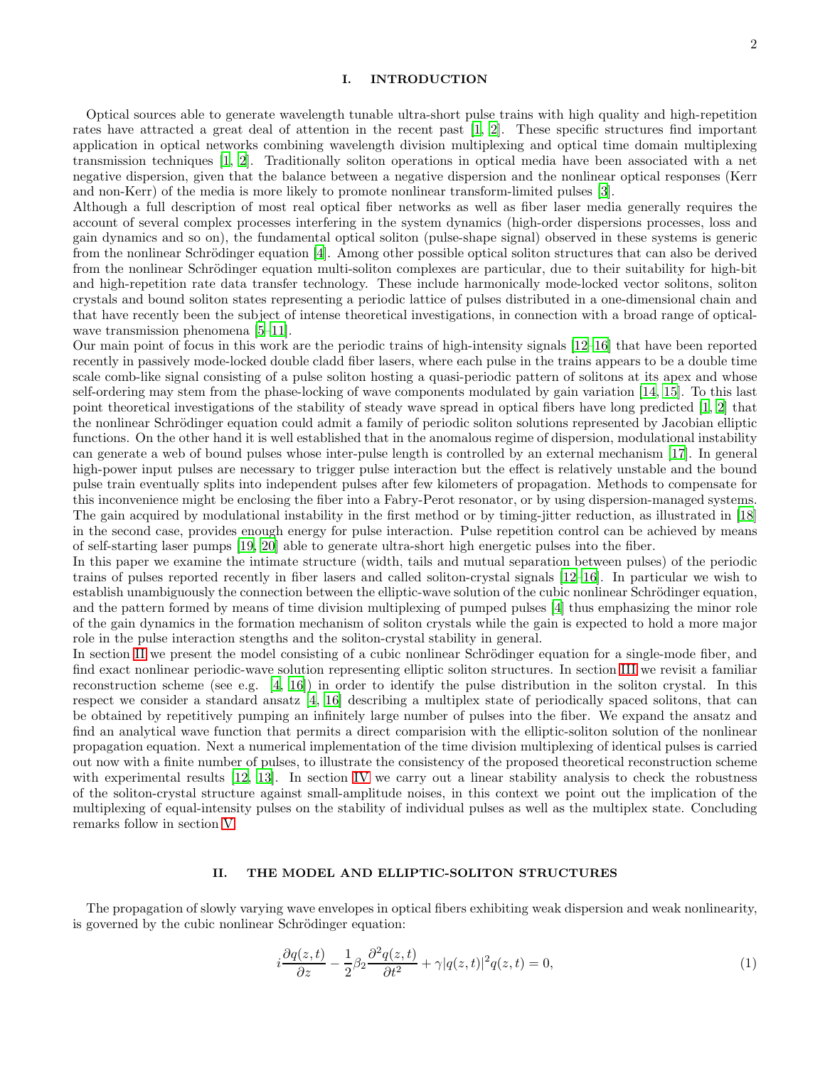## I. INTRODUCTION

Optical sources able to generate wavelength tunable ultra-short pulse trains with high quality and high-repetition rates have attracted a great deal of attention in the recent past [1, 2]. These specific structures find important application in optical networks combining wavelength division multiplexing and optical time domain multiplexing transmission techniques [1, 2]. Traditionally soliton operations in optical media have been associated with a net negative dispersion, given that the balance between a negative dispersion and the nonlinear optical responses (Kerr and non-Kerr) of the media is more likely to promote nonlinear transform-limited pulses [3].

Although a full description of most real optical fiber networks as well as fiber laser media generally requires the account of several complex processes interfering in the system dynamics (high-order dispersions processes, loss and gain dynamics and so on), the fundamental optical soliton (pulse-shape signal) observed in these systems is generic from the nonlinear Schrödinger equation [4]. Among other possible optical soliton structures that can also be derived from the nonlinear Schrödinger equation multi-soliton complexes are particular, due to their suitability for high-bit and high-repetition rate data transfer technology. These include harmonically mode-locked vector solitons, soliton crystals and bound soliton states representing a periodic lattice of pulses distributed in a one-dimensional chain and that have recently been the subject of intense theoretical investigations, in connection with a broad range of optical-wave transmission phenomena [5–11].

Our main point of focus in this work are the periodic trains of high-intensity signals [12–16] that have been reported recently in passively mode-locked double cladd fiber lasers, where each pulse in the trains appears to be a double time scale comb-like signal consisting of a pulse soliton hosting a quasi-periodic pattern of solitons at its apex and whose self-ordering may stem from the phase-locking of wave components modulated by gain variation [14, 15]. To this last point theoretical investigations of the stability of steady wave spread in optical fibers have long predicted [1, 2] that the nonlinear Schrödinger equation could admit a family of periodic soliton solutions represented by Jacobian elliptic functions. On the other hand it is well established that in the anomalous regime of dispersion, modulational instability can generate a web of bound pulses whose inter-pulse length is controlled by an external mechanism [17]. In general high-power input pulses are necessary to trigger pulse interaction but the effect is relatively unstable and the bound pulse train eventually splits into independent pulses after few kilometers of propagation. Methods to compensate for this inconvenience might be enclosing the fiber into a Fabry-Perot resonator, or by using dispersion-managed systems. The gain acquired by modulational instability in the first method or by timing-jitter reduction, as illustrated in [18] in the second case, provides enough energy for pulse interaction. Pulse repetition control can be achieved by means of self-starting laser pumps [19, 20] able to generate ultra-short high energetic pulses into the fiber.

In this paper we examine the intimate structure (width, tails and mutual separation between pulses) of the periodic trains of pulses reported recently in fiber lasers and called soliton-crystal signals [12–16]. In particular we wish to establish unambiguously the connection between the elliptic-wave solution of the cubic nonlinear Schrödinger equation, and the pattern formed by means of time division multiplexing of pumped pulses [4] thus emphasizing the minor role of the gain dynamics in the formation mechanism of soliton crystals while the gain is expected to hold a more major role in the pulse interaction stengths and the soliton-crystal stability in general.

In section II we present the model consisting of a cubic nonlinear Schrödinger equation for a single-mode fiber, and find exact nonlinear periodic-wave solution representing elliptic soliton structures. In section III we revisit a familiar reconstruction scheme (see e.g. [4, 16]) in order to identify the pulse distribution in the soliton crystal. In this respect we consider a standard ansatz [4, 16] describing a multiplex state of periodically spaced solitons, that can be obtained by repetitively pumping an infinitely large number of pulses into the fiber. We expand the ansatz and find an analytical wave function that permits a direct comparision with the elliptic-soliton solution of the nonlinear propagation equation. Next a numerical implementation of the time division multiplexing of identical pulses is carried out now with a finite number of pulses, to illustrate the consistency of the proposed theoretical reconstruction scheme with experimental results [12, 13]. In section IV we carry out a linear stability analysis to check the robustness of the soliton-crystal structure against small-amplitude noises, in this context we point out the implication of the multiplexing of equal-intensity pulses on the stability of individual pulses as well as the multiplex state. Concluding remarks follow in section V.

## II. THE MODEL AND ELLIPTIC-SOLITON STRUCTURES

The propagation of slowly varying wave envelopes in optical fibers exhibiting weak dispersion and weak nonlinearity, is governed by the cubic nonlinear Schrödinger equation:

$$i\frac{\partial q(z,t)}{\partial z} - \frac{1}{2}\beta_2\frac{\partial^2 q(z,t)}{\partial t^2} + \gamma|q(z,t)|^2 q(z,t) = 0, \tag{1}$$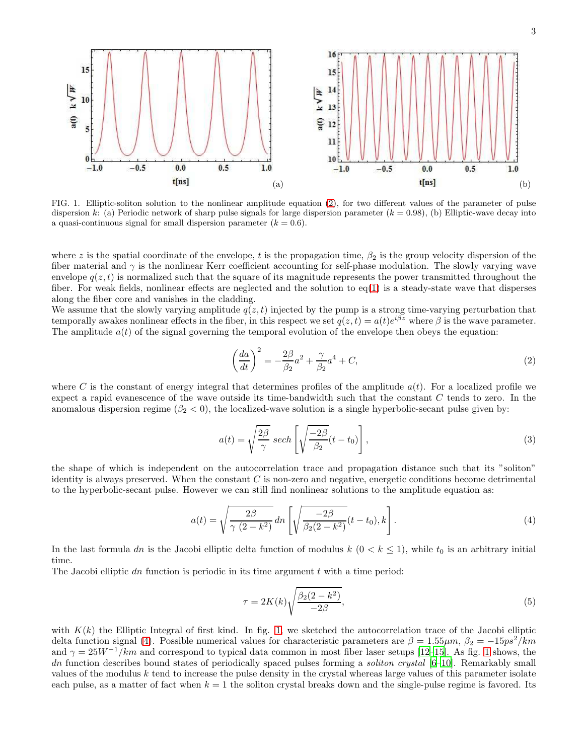FIG. 1. Elliptic-soliton solution to the nonlinear amplitude equation (2), for two different values of the parameter of pulse dispersion $k$: (a) Periodic network of sharp pulse signals for large dispersion parameter ($k = 0.98$), (b) Elliptic-wave decay into a quasi-continuous signal for small dispersion parameter ($k = 0.6$).

where $z$ is the spatial coordinate of the envelope, $t$ is the propagation time, $\beta_2$ is the group velocity dispersion of the fiber material and $\gamma$ is the nonlinear Kerr coefficient accounting for self-phase modulation. The slowly varying wave envelope $q(z,t)$ is normalized such that the square of its magnitude represents the power transmitted throughout the fiber. For weak fields, nonlinear effects are neglected and the solution to eq(1) is a steady-state wave that disperses along the fiber core and vanishes in the cladding.

We assume that the slowly varying amplitude $q(z,t)$ injected by the pump is a strong time-varying perturbation that temporally awakes nonlinear effects in the fiber, in this respect we set $q(z,t) = a(t)e^{i\beta z}$ where $\beta$ is the wave parameter. The amplitude $a(t)$ of the signal governing the temporal evolution of the envelope then obeys the equation:

$$\left(\frac{da}{dt}\right)^2 = -\frac{2\beta}{\beta_2}a^2 + \frac{\gamma}{\beta_2}a^4 + C, \tag{2}$$

where $C$ is the constant of energy integral that determines profiles of the amplitude $a(t)$. For a localized profile we expect a rapid evanescence of the wave outside its time-bandwidth such that the constant $C$ tends to zero. In the anomalous dispersion regime ($\beta_2 < 0$), the localized-wave solution is a single hyperbolic-secant pulse given by:

$$a(t) = \sqrt{\frac{2\beta}{\gamma}}\, sech\left[\sqrt{\frac{-2\beta}{\beta_2}}(t - t_0)\right], \tag{3}$$

the shape of which is independent on the autocorrelation trace and propagation distance such that its "soliton" identity is always preserved. When the constant $C$ is non-zero and negative, energetic conditions become detrimental to the hyperbolic-secant pulse. However we can still find nonlinear solutions to the amplitude equation as:

$$a(t) = \sqrt{\frac{2\beta}{\gamma\,(2-k^2)}}\, dn\left[\sqrt{\frac{-2\beta}{\beta_2(2-k^2)}}(t - t_0), k\right]. \tag{4}$$

In the last formula $dn$ is the Jacobi elliptic delta function of modulus $k$ ($0 < k \leq 1$), while $t_0$ is an arbitrary initial time.

The Jacobi elliptic $dn$ function is periodic in its time argument $t$ with a time period:

$$\tau = 2K(k)\sqrt{\frac{\beta_2(2-k^2)}{-2\beta}}, \tag{5}$$

with $K(k)$ the Elliptic Integral of first kind. In fig. 1, we sketched the autocorrelation trace of the Jacobi elliptic delta function signal (4). Possible numerical values for characteristic parameters are $\beta = 1.55\mu m$, $\beta_2 = -15ps^2/km$ and $\gamma = 25W^{-1}/km$ and correspond to typical data common in most fiber laser setups [12–15]. As fig. 1 shows, the $dn$ function describes bound states of periodically spaced pulses forming a *soliton crystal* [6–10]. Remarkably small values of the modulus $k$ tend to increase the pulse density in the crystal whereas large values of this parameter isolate each pulse, as a matter of fact when $k = 1$ the soliton crystal breaks down and the single-pulse regime is favored. Its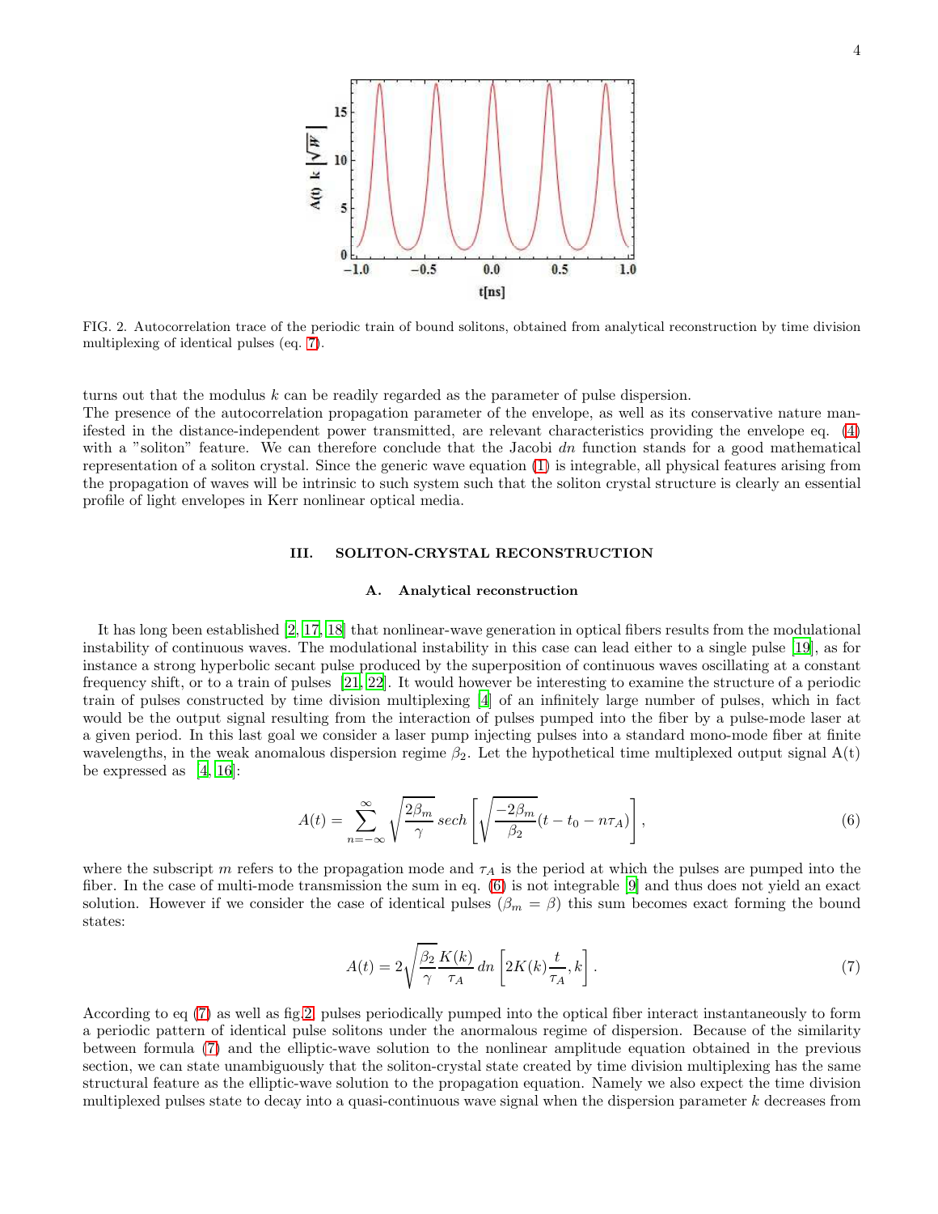FIG. 2. Autocorrelation trace of the periodic train of bound solitons, obtained from analytical reconstruction by time division multiplexing of identical pulses (eq. 7).

turns out that the modulus $k$ can be readily regarded as the parameter of pulse dispersion.
The presence of the autocorrelation propagation parameter of the envelope, as well as its conservative nature manifested in the distance-independent power transmitted, are relevant characteristics providing the envelope eq. (4) with a "soliton" feature. We can therefore conclude that the Jacobi $dn$ function stands for a good mathematical representation of a soliton crystal. Since the generic wave equation (1) is integrable, all physical features arising from the propagation of waves will be intrinsic to such system such that the soliton crystal structure is clearly an essential profile of light envelopes in Kerr nonlinear optical media.

## III. SOLITON-CRYSTAL RECONSTRUCTION

### A. Analytical reconstruction

It has long been established [2, 17, 18] that nonlinear-wave generation in optical fibers results from the modulational instability of continuous waves. The modulational instability in this case can lead either to a single pulse [19], as for instance a strong hyperbolic secant pulse produced by the superposition of continuous waves oscillating at a constant frequency shift, or to a train of pulses [21, 22]. It would however be interesting to examine the structure of a periodic train of pulses constructed by time division multiplexing [4] of an infinitely large number of pulses, which in fact would be the output signal resulting from the interaction of pulses pumped into the fiber by a pulse-mode laser at a given period. In this last goal we consider a laser pump injecting pulses into a standard mono-mode fiber at finite wavelengths, in the weak anomalous dispersion regime $\beta_2$. Let the hypothetical time multiplexed output signal A(t) be expressed as [4, 16]:

$$A(t) = \sum_{n=-\infty}^{\infty} \sqrt{\frac{2\beta_m}{\gamma}}\, sech\left[\sqrt{\frac{-2\beta_m}{\beta_2}}(t - t_0 - n\tau_A)\right], \tag{6}$$

where the subscript $m$ refers to the propagation mode and $\tau_A$ is the period at which the pulses are pumped into the fiber. In the case of multi-mode transmission the sum in eq. (6) is not integrable [9] and thus does not yield an exact solution. However if we consider the case of identical pulses ($\beta_m = \beta$) this sum becomes exact forming the bound states:

$$A(t) = 2\sqrt{\frac{\beta_2}{\gamma}}\frac{K(k)}{\tau_A}\, dn\left[2K(k)\frac{t}{\tau_A}, k\right]. \tag{7}$$

According to eq (7) as well as fig 2, pulses periodically pumped into the optical fiber interact instantaneously to form a periodic pattern of identical pulse solitons under the anormalous regime of dispersion. Because of the similarity between formula (7) and the elliptic-wave solution to the nonlinear amplitude equation obtained in the previous section, we can state unambiguously that the soliton-crystal state created by time division multiplexing has the same structural feature as the elliptic-wave solution to the propagation equation. Namely we also expect the time division multiplexed pulses state to decay into a quasi-continuous wave signal when the dispersion parameter $k$ decreases from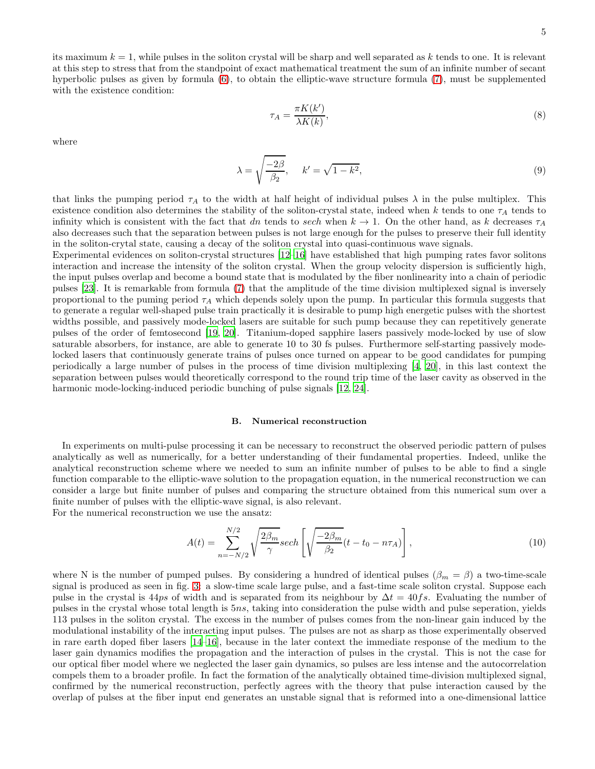its maximum $k = 1$, while pulses in the soliton crystal will be sharp and well separated as $k$ tends to one. It is relevant at this step to stress that from the standpoint of exact mathematical treatment the sum of an infinite number of secant hyperbolic pulses as given by formula (6), to obtain the elliptic-wave structure formula (7), must be supplemented with the existence condition:

$$\tau_A = \frac{\pi K(k')}{\lambda K(k)}, \tag{8}$$

where

$$\lambda = \sqrt{\frac{-2\beta}{\beta_2}}, \quad k' = \sqrt{1-k^2}, \tag{9}$$

that links the pumping period $\tau_A$ to the width at half height of individual pulses $\lambda$ in the pulse multiplex. This existence condition also determines the stability of the soliton-crystal state, indeed when $k$ tends to one $\tau_A$ tends to infinity which is consistent with the fact that $dn$ tends to $sech$ when $k \to 1$. On the other hand, as $k$ decreases $\tau_A$ also decreases such that the separation between pulses is not large enough for the pulses to preserve their full identity in the soliton-crytal state, causing a decay of the soliton crystal into quasi-continuous wave signals.
Experimental evidences on soliton-crystal structures [12–16] have established that high pumping rates favor solitons interaction and increase the intensity of the soliton crystal. When the group velocity dispersion is sufficiently high, the input pulses overlap and become a bound state that is modulated by the fiber nonlinearity into a chain of periodic pulses [23]. It is remarkable from formula (7) that the amplitude of the time division multiplexed signal is inversely proportional to the puming period $\tau_A$ which depends solely upon the pump. In particular this formula suggests that to generate a regular well-shaped pulse train practically it is desirable to pump high energetic pulses with the shortest widths possible, and passively mode-locked lasers are suitable for such pump because they can repetitively generate pulses of the order of femtosecond [19, 20]. Titanium-doped sapphire lasers passively mode-locked by use of slow saturable absorbers, for instance, are able to generate 10 to 30 fs pulses. Furthermore self-starting passively mode-locked lasers that continuously generate trains of pulses once turned on appear to be good candidates for pumping periodically a large number of pulses in the process of time division multiplexing [4, 20], in this last context the separation between pulses would theoretically correspond to the round trip time of the laser cavity as observed in the harmonic mode-locking-induced periodic bunching of pulse signals [12, 24].

### B. Numerical reconstruction

In experiments on multi-pulse processing it can be necessary to reconstruct the observed periodic pattern of pulses analytically as well as numerically, for a better understanding of their fundamental properties. Indeed, unlike the analytical reconstruction scheme where we needed to sum an infinite number of pulses to be able to find a single function comparable to the elliptic-wave solution to the propagation equation, in the numerical reconstruction we can consider a large but finite number of pulses and comparing the structure obtained from this numerical sum over a finite number of pulses with the elliptic-wave signal, is also relevant.
For the numerical reconstruction we use the ansatz:

$$A(t) = \sum_{n=-N/2}^{N/2} \sqrt{\frac{2\beta_m}{\gamma}} sech\left[\sqrt{\frac{-2\beta_m}{\beta_2}}(t - t_0 - n\tau_A)\right], \tag{10}$$

where N is the number of pumped pulses. By considering a hundred of identical pulses ($\beta_m = \beta$) a two-time-scale signal is produced as seen in fig. 3: a slow-time scale large pulse, and a fast-time scale soliton crystal. Suppose each pulse in the crystal is $44ps$ of width and is separated from its neighbour by $\Delta t = 40fs$. Evaluating the number of pulses in the crystal whose total length is $5ns$, taking into consideration the pulse width and pulse seperation, yields 113 pulses in the soliton crystal. The excess in the number of pulses comes from the non-linear gain induced by the modulational instability of the interacting input pulses. The pulses are not as sharp as those experimentally observed in rare earth doped fiber lasers [14–16], because in the later context the immediate response of the medium to the laser gain dynamics modifies the propagation and the interaction of pulses in the crystal. This is not the case for our optical fiber model where we neglected the laser gain dynamics, so pulses are less intense and the autocorrelation compels them to a broader profile. In fact the formation of the analytically obtained time-division multiplexed signal, confirmed by the numerical reconstruction, perfectly agrees with the theory that pulse interaction caused by the overlap of pulses at the fiber input end generates an unstable signal that is reformed into a one-dimensional lattice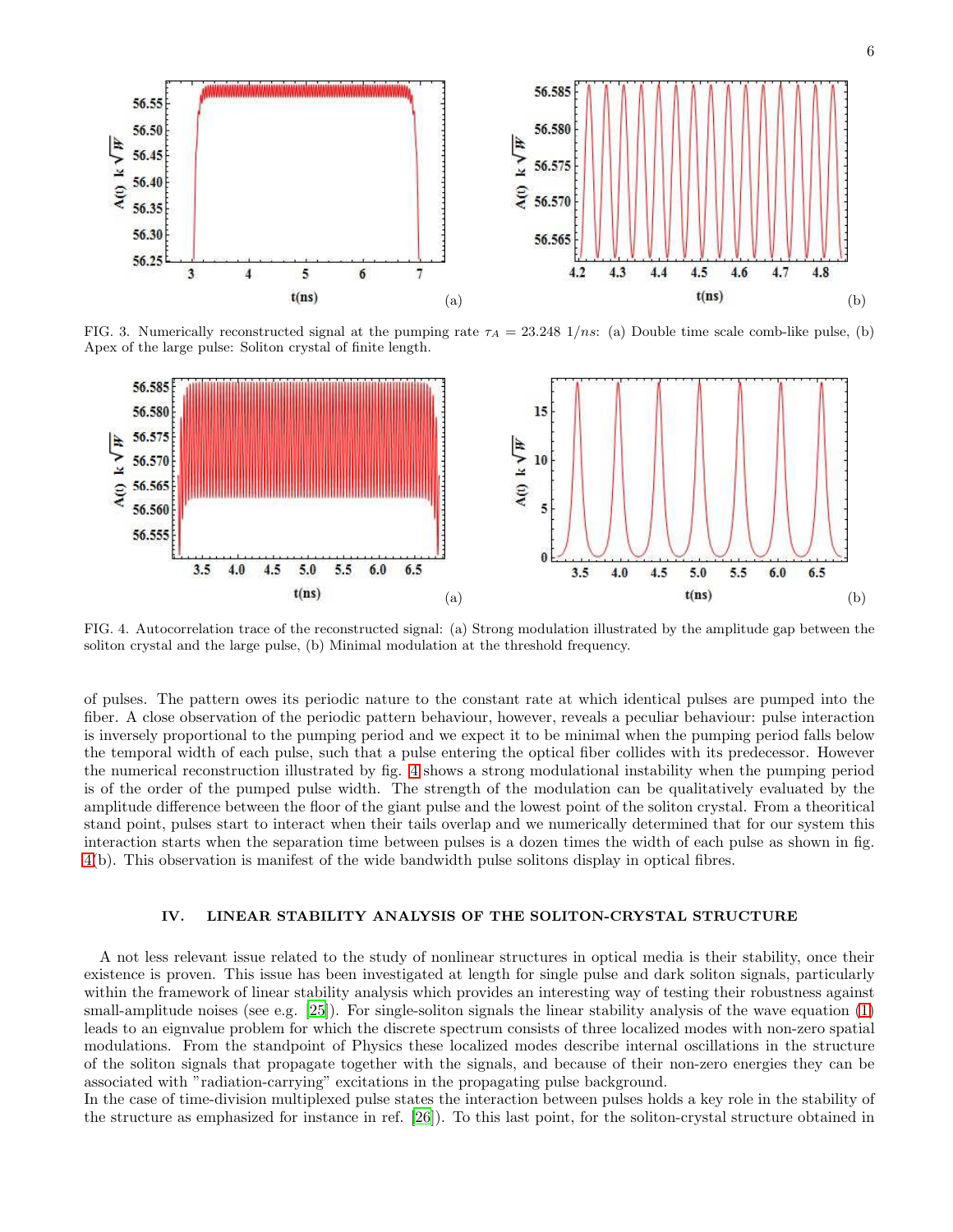FIG. 3. Numerically reconstructed signal at the pumping rate $\tau_A = 23.248$ $1/ns$: (a) Double time scale comb-like pulse, (b) Apex of the large pulse: Soliton crystal of finite length.

FIG. 4. Autocorrelation trace of the reconstructed signal: (a) Strong modulation illustrated by the amplitude gap between the soliton crystal and the large pulse, (b) Minimal modulation at the threshold frequency.

of pulses. The pattern owes its periodic nature to the constant rate at which identical pulses are pumped into the fiber. A close observation of the periodic pattern behaviour, however, reveals a peculiar behaviour: pulse interaction is inversely proportional to the pumping period and we expect it to be minimal when the pumping period falls below the temporal width of each pulse, such that a pulse entering the optical fiber collides with its predecessor. However the numerical reconstruction illustrated by fig. 4 shows a strong modulational instability when the pumping period is of the order of the pumped pulse width. The strength of the modulation can be qualitatively evaluated by the amplitude difference between the floor of the giant pulse and the lowest point of the soliton crystal. From a theoritical stand point, pulses start to interact when their tails overlap and we numerically determined that for our system this interaction starts when the separation time between pulses is a dozen times the width of each pulse as shown in fig. 4(b). This observation is manifest of the wide bandwidth pulse solitons display in optical fibres.

## IV. LINEAR STABILITY ANALYSIS OF THE SOLITON-CRYSTAL STRUCTURE

A not less relevant issue related to the study of nonlinear structures in optical media is their stability, once their existence is proven. This issue has been investigated at length for single pulse and dark soliton signals, particularly within the framework of linear stability analysis which provides an interesting way of testing their robustness against small-amplitude noises (see e.g. [25]). For single-soliton signals the linear stability analysis of the wave equation (1) leads to an eignvalue problem for which the discrete spectrum consists of three localized modes with non-zero spatial modulations. From the standpoint of Physics these localized modes describe internal oscillations in the structure of the soliton signals that propagate together with the signals, and because of their non-zero energies they can be associated with "radiation-carrying" excitations in the propagating pulse background.

In the case of time-division multiplexed pulse states the interaction between pulses holds a key role in the stability of the structure as emphasized for instance in ref. [26]). To this last point, for the soliton-crystal structure obtained in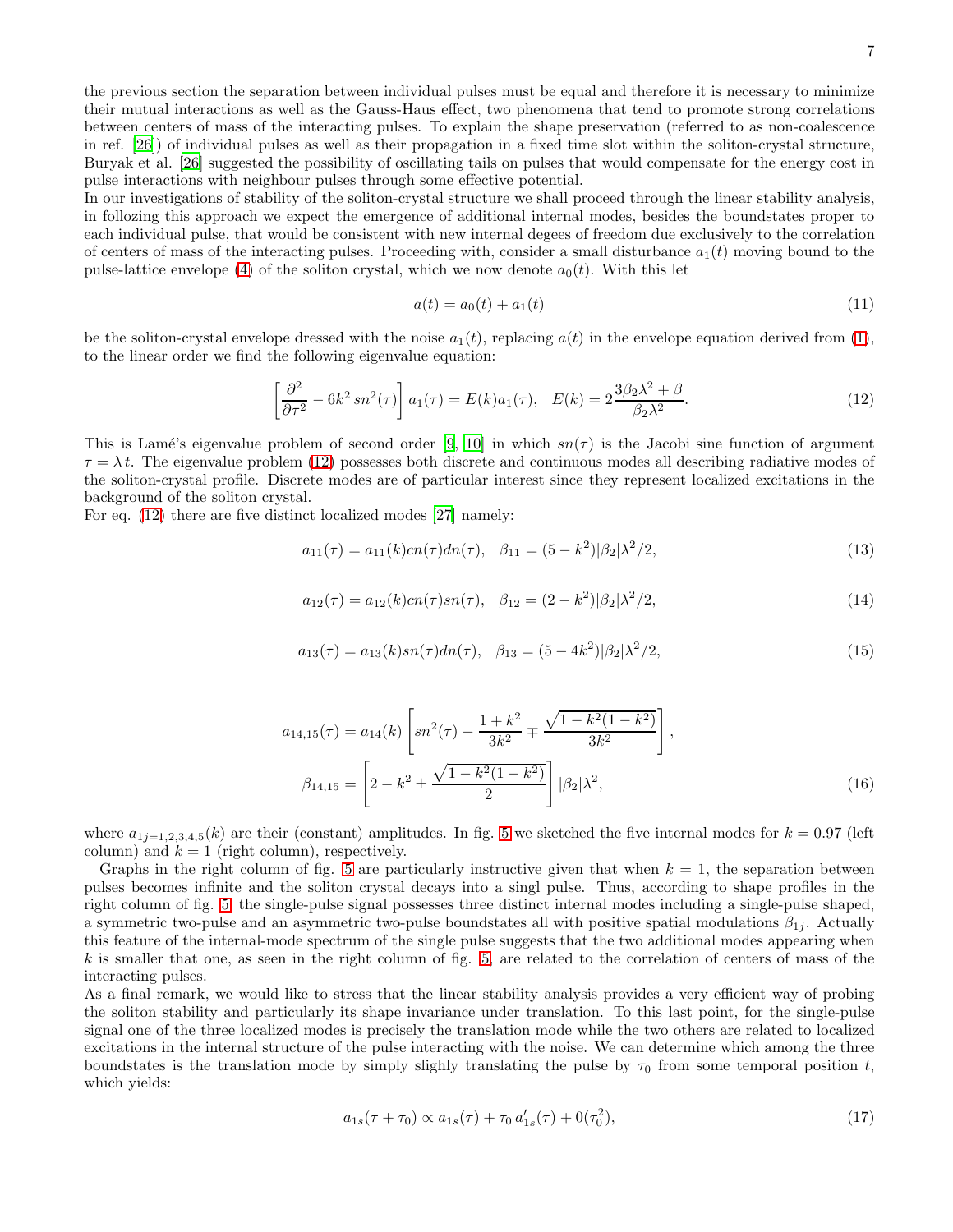the previous section the separation between individual pulses must be equal and therefore it is necessary to minimize their mutual interactions as well as the Gauss-Haus effect, two phenomena that tend to promote strong correlations between centers of mass of the interacting pulses. To explain the shape preservation (referred to as non-coalescence in ref. [26]) of individual pulses as well as their propagation in a fixed time slot within the soliton-crystal structure, Buryak et al. [26] suggested the possibility of oscillating tails on pulses that would compensate for the energy cost in pulse interactions with neighbour pulses through some effective potential.

In our investigations of stability of the soliton-crystal structure we shall proceed through the linear stability analysis, in follozing this approach we expect the emergence of additional internal modes, besides the boundstates proper to each individual pulse, that would be consistent with new internal degees of freedom due exclusively to the correlation of centers of mass of the interacting pulses. Proceeding with, consider a small disturbance $a_1(t)$ moving bound to the pulse-lattice envelope (4) of the soliton crystal, which we now denote $a_0(t)$. With this let

$$a(t) = a_0(t) + a_1(t) \tag{11}$$

be the soliton-crystal envelope dressed with the noise $a_1(t)$, replacing $a(t)$ in the envelope equation derived from (1), to the linear order we find the following eigenvalue equation:

$$\left[\frac{\partial^2}{\partial \tau^2} - 6k^2\, sn^2(\tau)\right] a_1(\tau) = E(k) a_1(\tau), \quad E(k) = 2\frac{3\beta_2\lambda^2 + \beta}{\beta_2\lambda^2}. \tag{12}$$

This is Lamé's eigenvalue problem of second order [9, 10] in which $sn(\tau)$ is the Jacobi sine function of argument $\tau = \lambda t$. The eigenvalue problem (12) possesses both discrete and continuous modes all describing radiative modes of the soliton-crystal profile. Discrete modes are of particular interest since they represent localized excitations in the background of the soliton crystal.

For eq. (12) there are five distinct localized modes [27] namely:

$$a_{11}(\tau) = a_{11}(k) cn(\tau) dn(\tau), \quad \beta_{11} = (5 - k^2)|\beta_2|\lambda^2/2, \tag{13}$$

$$a_{12}(\tau) = a_{12}(k) cn(\tau) sn(\tau), \quad \beta_{12} = (2 - k^2)|\beta_2|\lambda^2/2, \tag{14}$$

$$a_{13}(\tau) = a_{13}(k) sn(\tau) dn(\tau), \quad \beta_{13} = (5 - 4k^2)|\beta_2|\lambda^2/2, \tag{15}$$

$$a_{14,15}(\tau) = a_{14}(k)\left[sn^2(\tau) - \frac{1+k^2}{3k^2} \mp \frac{\sqrt{1-k^2(1-k^2)}}{3k^2}\right],$$
$$\beta_{14,15} = \left[2 - k^2 \pm \frac{\sqrt{1-k^2(1-k^2)}}{2}\right]|\beta_2|\lambda^2, \tag{16}$$

where $a_{1j=1,2,3,4,5}(k)$ are their (constant) amplitudes. In fig. 5 we sketched the five internal modes for $k = 0.97$ (left column) and $k = 1$ (right column), respectively.

Graphs in the right column of fig. 5 are particularly instructive given that when $k = 1$, the separation between pulses becomes infinite and the soliton crystal decays into a singl pulse. Thus, according to shape profiles in the right column of fig. 5, the single-pulse signal possesses three distinct internal modes including a single-pulse shaped, a symmetric two-pulse and an asymmetric two-pulse boundstates all with positive spatial modulations $\beta_{1j}$. Actually this feature of the internal-mode spectrum of the single pulse suggests that the two additional modes appearing when $k$ is smaller that one, as seen in the right column of fig. 5, are related to the correlation of centers of mass of the interacting pulses.

As a final remark, we would like to stress that the linear stability analysis provides a very efficient way of probing the soliton stability and particularly its shape invariance under translation. To this last point, for the single-pulse signal one of the three localized modes is precisely the translation mode while the two others are related to localized excitations in the internal structure of the pulse interacting with the noise. We can determine which among the three boundstates is the translation mode by simply slighly translating the pulse by $\tau_0$ from some temporal position $t$, which yields:

$$a_{1s}(\tau + \tau_0) \propto a_{1s}(\tau) + \tau_0\, a'_{1s}(\tau) + 0(\tau_0^2), \tag{17}$$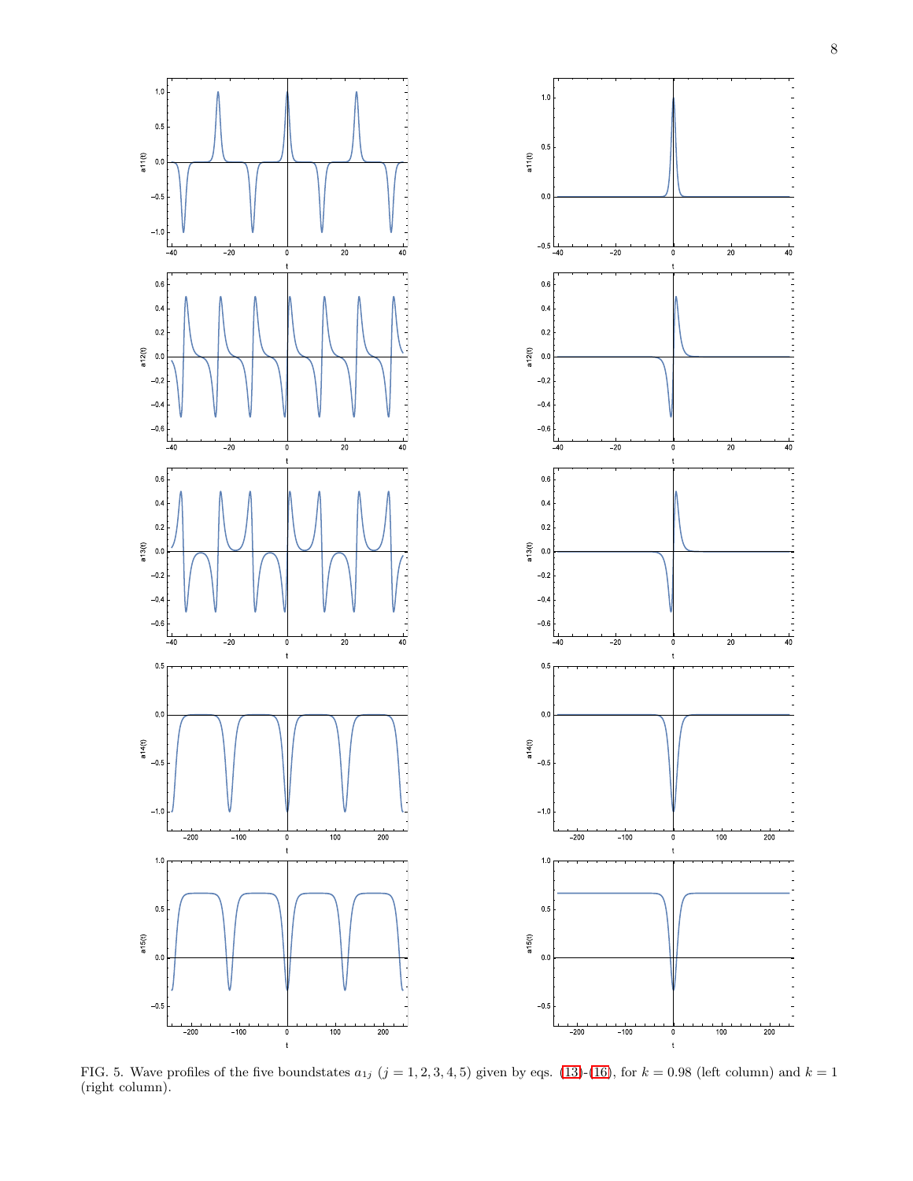FIG. 5. Wave profiles of the five boundstates $a_{1j}$ ($j = 1, 2, 3, 4, 5$) given by eqs. (13)-(16), for $k = 0.98$ (left column) and $k = 1$ (right column).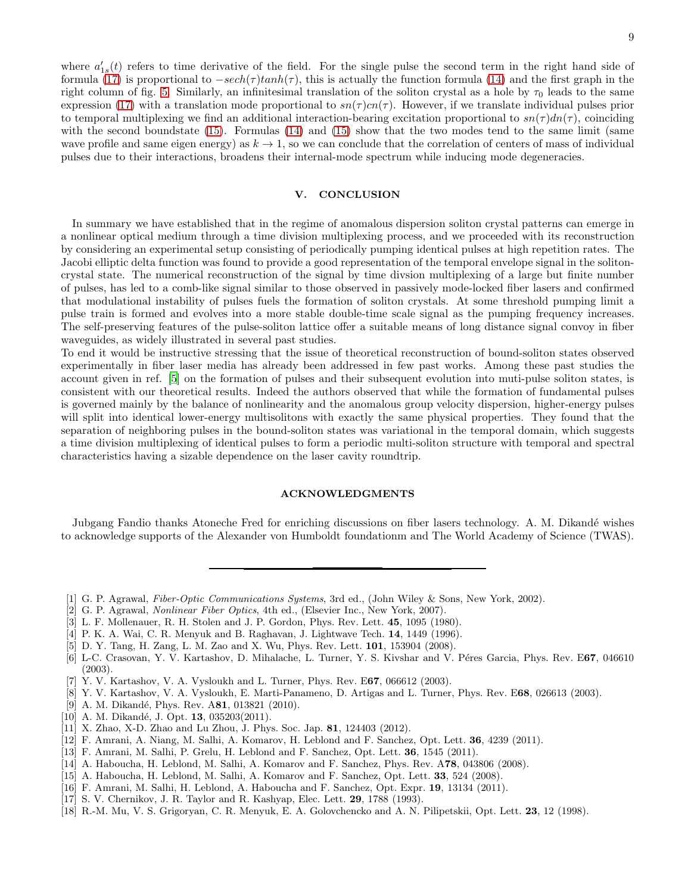where $a'_{1s}(t)$ refers to time derivative of the field. For the single pulse the second term in the right hand side of formula (17) is proportional to $-sech(\tau)tanh(\tau)$, this is actually the function formula (14) and the first graph in the right column of fig. 5. Similarly, an infinitesimal translation of the soliton crystal as a hole by $\tau_0$ leads to the same expression (17) with a translation mode proportional to $sn(\tau)cn(\tau)$. However, if we translate individual pulses prior to temporal multiplexing we find an additional interaction-bearing excitation proportional to $sn(\tau)dn(\tau)$, coinciding with the second boundstate (15). Formulas (14) and (15) show that the two modes tend to the same limit (same wave profile and same eigen energy) as $k \to 1$, so we can conclude that the correlation of centers of mass of individual pulses due to their interactions, broadens their internal-mode spectrum while inducing mode degeneracies.

## V. CONCLUSION

In summary we have established that in the regime of anomalous dispersion soliton crystal patterns can emerge in a nonlinear optical medium through a time division multiplexing process, and we proceeded with its reconstruction by considering an experimental setup consisting of periodically pumping identical pulses at high repetition rates. The Jacobi elliptic delta function was found to provide a good representation of the temporal envelope signal in the soliton-crystal state. The numerical reconstruction of the signal by time divsion multiplexing of a large but finite number of pulses, has led to a comb-like signal similar to those observed in passively mode-locked fiber lasers and confirmed that modulational instability of pulses fuels the formation of soliton crystals. At some threshold pumping limit a pulse train is formed and evolves into a more stable double-time scale signal as the pumping frequency increases. The self-preserving features of the pulse-soliton lattice offer a suitable means of long distance signal convoy in fiber waveguides, as widely illustrated in several past studies.

To end it would be instructive stressing that the issue of theoretical reconstruction of bound-soliton states observed experimentally in fiber laser media has already been addressed in few past works. Among these past studies the account given in ref. [5] on the formation of pulses and their subsequent evolution into muti-pulse soliton states, is consistent with our theoretical results. Indeed the authors observed that while the formation of fundamental pulses is governed mainly by the balance of nonlinearity and the anomalous group velocity dispersion, higher-energy pulses will split into identical lower-energy multisolitons with exactly the same physical properties. They found that the separation of neighboring pulses in the bound-soliton states was variational in the temporal domain, which suggests a time division multiplexing of identical pulses to form a periodic multi-soliton structure with temporal and spectral characteristics having a sizable dependence on the laser cavity roundtrip.

## ACKNOWLEDGMENTS

Jubgang Fandio thanks Atoneche Fred for enriching discussions on fiber lasers technology. A. M. Dikandé wishes to acknowledge supports of the Alexander von Humboldt foundationm and The World Academy of Science (TWAS).

---

[1] G. P. Agrawal, *Fiber-Optic Communications Systems*, 3rd ed., (John Wiley & Sons, New York, 2002).
[2] G. P. Agrawal, *Nonlinear Fiber Optics*, 4th ed., (Elsevier Inc., New York, 2007).
[3] L. F. Mollenauer, R. H. Stolen and J. P. Gordon, Phys. Rev. Lett. **45**, 1095 (1980).
[4] P. K. A. Wai, C. R. Menyuk and B. Raghavan, J. Lightwave Tech. **14**, 1449 (1996).
[5] D. Y. Tang, H. Zang, L. M. Zao and X. Wu, Phys. Rev. Lett. **101**, 153904 (2008).
[6] L-C. Crasovan, Y. V. Kartashov, D. Mihalache, L. Turner, Y. S. Kivshar and V. Péres Garcia, Phys. Rev. E**67**, 046610 (2003).
[7] Y. V. Kartashov, V. A. Vysloukh and L. Turner, Phys. Rev. E**67**, 066612 (2003).
[8] Y. V. Kartashov, V. A. Vysloukh, E. Marti-Panameno, D. Artigas and L. Turner, Phys. Rev. E**68**, 026613 (2003).
[9] A. M. Dikandé, Phys. Rev. A**81**, 013821 (2010).
[10] A. M. Dikandé, J. Opt. **13**, 035203(2011).
[11] X. Zhao, X-D. Zhao and Lu Zhou, J. Phys. Soc. Jap. **81**, 124403 (2012).
[12] F. Amrani, A. Niang, M. Salhi, A. Komarov, H. Leblond and F. Sanchez, Opt. Lett. **36**, 4239 (2011).
[13] F. Amrani, M. Salhi, P. Grelu, H. Leblond and F. Sanchez, Opt. Lett. **36**, 1545 (2011).
[14] A. Haboucha, H. Leblond, M. Salhi, A. Komarov and F. Sanchez, Phys. Rev. A**78**, 043806 (2008).
[15] A. Haboucha, H. Leblond, M. Salhi, A. Komarov and F. Sanchez, Opt. Lett. **33**, 524 (2008).
[16] F. Amrani, M. Salhi, H. Leblond, A. Haboucha and F. Sanchez, Opt. Expr. **19**, 13134 (2011).
[17] S. V. Chernikov, J. R. Taylor and R. Kashyap, Elec. Lett. **29**, 1788 (1993).
[18] R.-M. Mu, V. S. Grigoryan, C. R. Menyuk, E. A. Golovchencko and A. N. Pilipetskii, Opt. Lett. **23**, 12 (1998).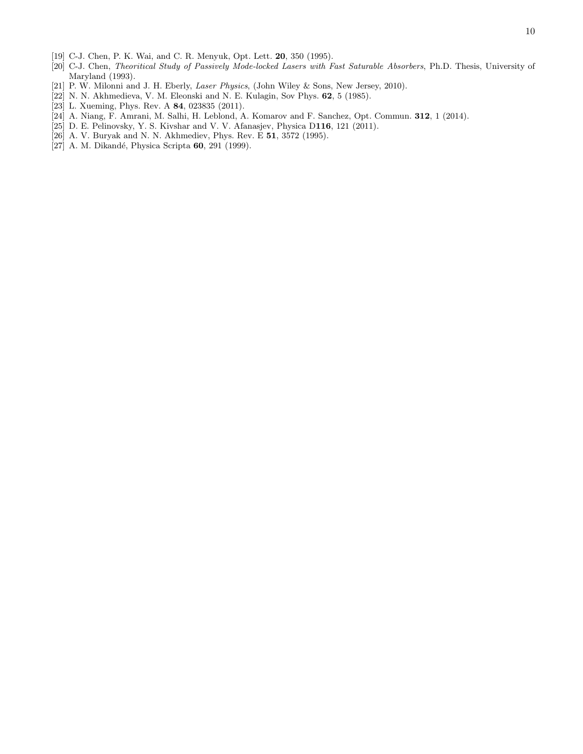[19] C-J. Chen, P. K. Wai, and C. R. Menyuk, Opt. Lett. **20**, 350 (1995).

[20] C-J. Chen, *Theoritical Study of Passively Mode-locked Lasers with Fast Saturable Absorbers*, Ph.D. Thesis, University of Maryland (1993).

[21] P. W. Milonni and J. H. Eberly, *Laser Physics*, (John Wiley & Sons, New Jersey, 2010).

[22] N. N. Akhmedieva, V. M. Eleonski and N. E. Kulagin, Sov Phys. **62**, 5 (1985).

[23] L. Xueming, Phys. Rev. A **84**, 023835 (2011).

[24] A. Niang, F. Amrani, M. Salhi, H. Leblond, A. Komarov and F. Sanchez, Opt. Commun. **312**, 1 (2014).

[25] D. E. Pelinovsky, Y. S. Kivshar and V. V. Afanasjev, Physica D**116**, 121 (2011).

[26] A. V. Buryak and N. N. Akhmediev, Phys. Rev. E **51**, 3572 (1995).

[27] A. M. Dikandé, Physica Scripta **60**, 291 (1999).